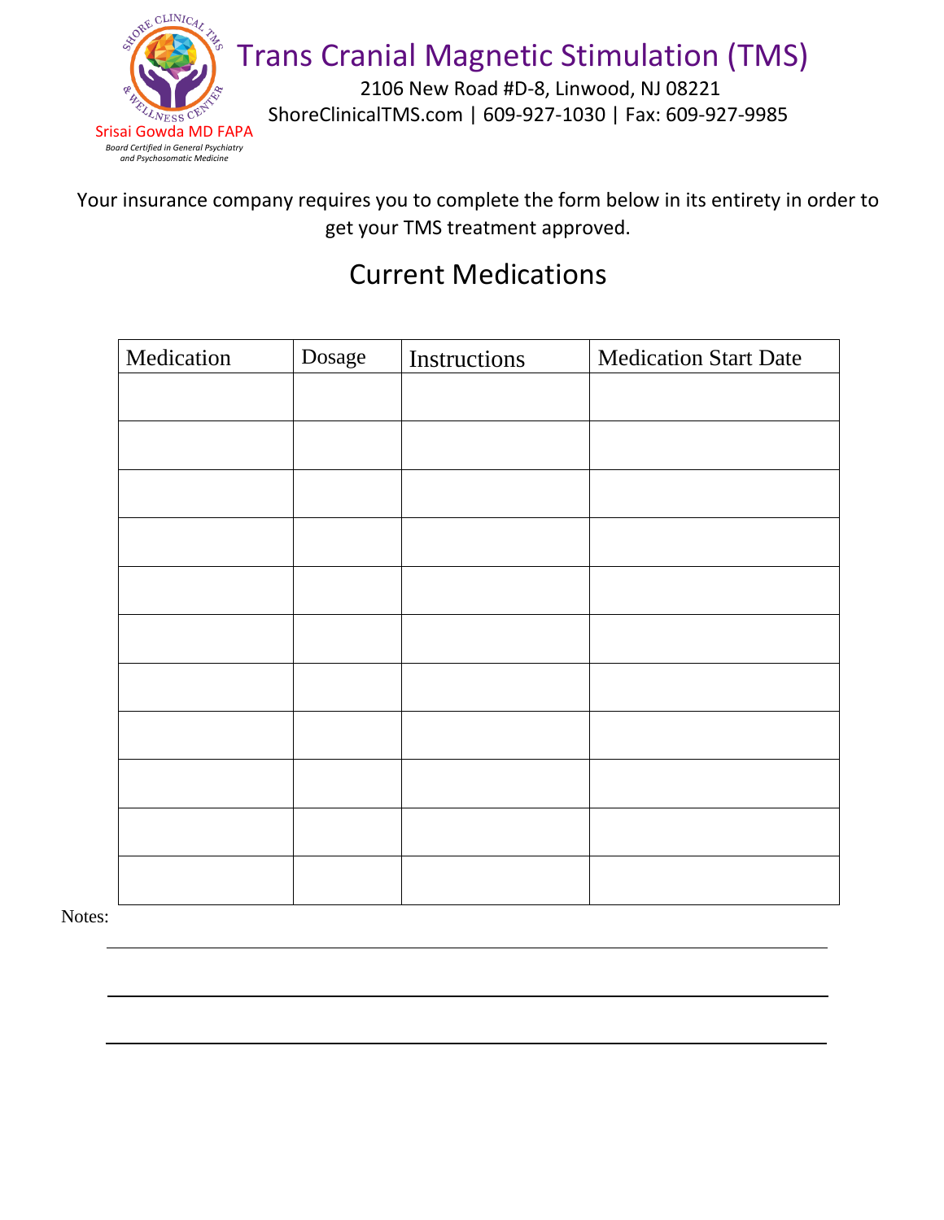SHORE CLINICAL TMS & WELLNESS CENTER

Srisai Gowda MD FAPA

*Board Certified in General Psychiatry and Psychosomatic Medicine*

# Trans Cranial Magnetic Stimulation (TMS)

2106 New Road #D-8, Linwood, NJ 08221

ShoreClinicalTMS.com | 609-927-1030 | Fax: 609-927-9985

Your insurance company requires you to complete the form below in its entirety in order to get your TMS treatment approved.

## Current Medications

| Medication | Dosage | Instructions | Medication Start Date |
|---|---|---|---|
| | | | |
| | | | |
| | | | |
| | | | |
| | | | |
| | | | |
| | | | |
| | | | |
| | | | |
| | | | |
| | | | |

Notes:

______________________________________________________________________

______________________________________________________________________

______________________________________________________________________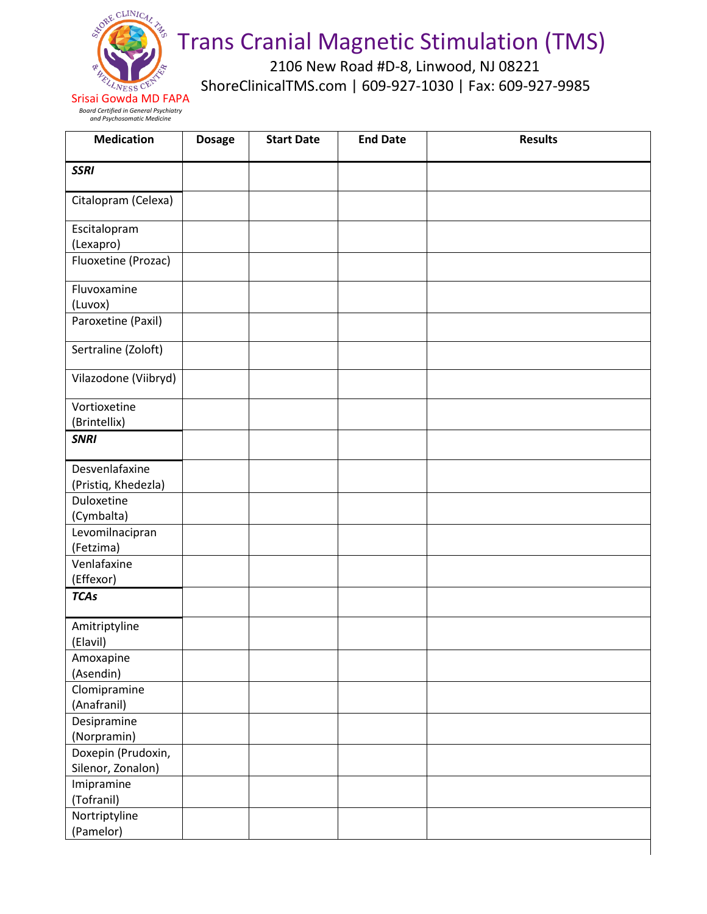Srisai Gowda MD FAPA
*Board Certified in General Psychiatry and Psychosomatic Medicine*

# Trans Cranial Magnetic Stimulation (TMS)

2106 New Road #D-8, Linwood, NJ 08221
ShoreClinicalTMS.com | 609-927-1030 | Fax: 609-927-9985

| Medication | Dosage | Start Date | End Date | Results |
|---|---|---|---|---|
| ***SSRI*** | | | | |
| Citalopram (Celexa) | | | | |
| Escitalopram (Lexapro) | | | | |
| Fluoxetine (Prozac) | | | | |
| Fluvoxamine (Luvox) | | | | |
| Paroxetine (Paxil) | | | | |
| Sertraline (Zoloft) | | | | |
| Vilazodone (Viibryd) | | | | |
| Vortioxetine (Brintellix) | | | | |
| ***SNRI*** | | | | |
| Desvenlafaxine (Pristiq, Khedezla) | | | | |
| Duloxetine (Cymbalta) | | | | |
| Levomilnacipran (Fetzima) | | | | |
| Venlafaxine (Effexor) | | | | |
| ***TCAs*** | | | | |
| Amitriptyline (Elavil) | | | | |
| Amoxapine (Asendin) | | | | |
| Clomipramine (Anafranil) | | | | |
| Desipramine (Norpramin) | | | | |
| Doxepin (Prudoxin, Silenor, Zonalon) | | | | |
| Imipramine (Tofranil) | | | | |
| Nortriptyline (Pamelor) | | | | |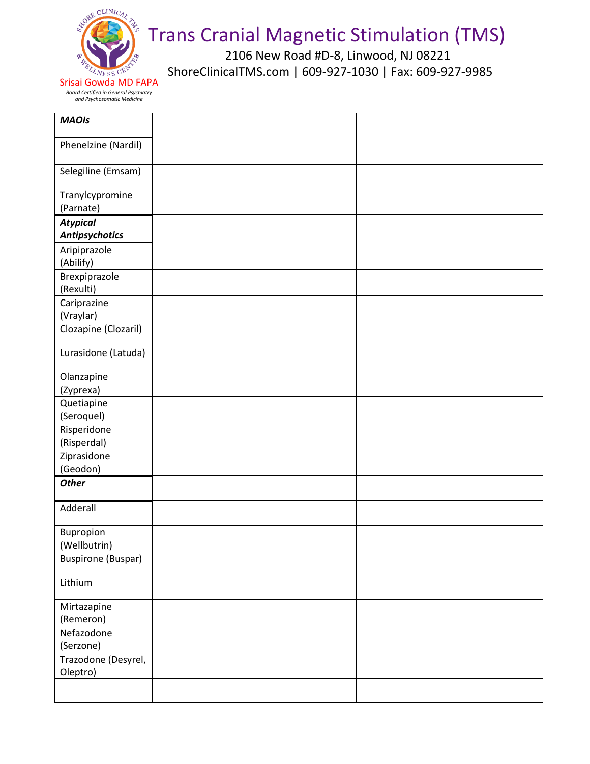# Trans Cranial Magnetic Stimulation (TMS)

2106 New Road #D-8, Linwood, NJ 08221
ShoreClinicalTMS.com | 609-927-1030 | Fax: 609-927-9985

Srisai Gowda MD FAPA
*Board Certified in General Psychiatry and Psychosomatic Medicine*

| ***MAOIs*** | | | | |
|---|---|---|---|---|
| Phenelzine (Nardil) | | | | |
| Selegiline (Emsam) | | | | |
| Tranylcypromine (Parnate) | | | | |
| ***Atypical Antipsychotics*** | | | | |
| Aripiprazole (Abilify) | | | | |
| Brexpiprazole (Rexulti) | | | | |
| Cariprazine (Vraylar) | | | | |
| Clozapine (Clozaril) | | | | |
| Lurasidone (Latuda) | | | | |
| Olanzapine (Zyprexa) | | | | |
| Quetiapine (Seroquel) | | | | |
| Risperidone (Risperdal) | | | | |
| Ziprasidone (Geodon) | | | | |
| ***Other*** | | | | |
| Adderall | | | | |
| Bupropion (Wellbutrin) | | | | |
| Buspirone (Buspar) | | | | |
| Lithium | | | | |
| Mirtazapine (Remeron) | | | | |
| Nefazodone (Serzone) | | | | |
| Trazodone (Desyrel, Oleptro) | | | | |
| | | | | |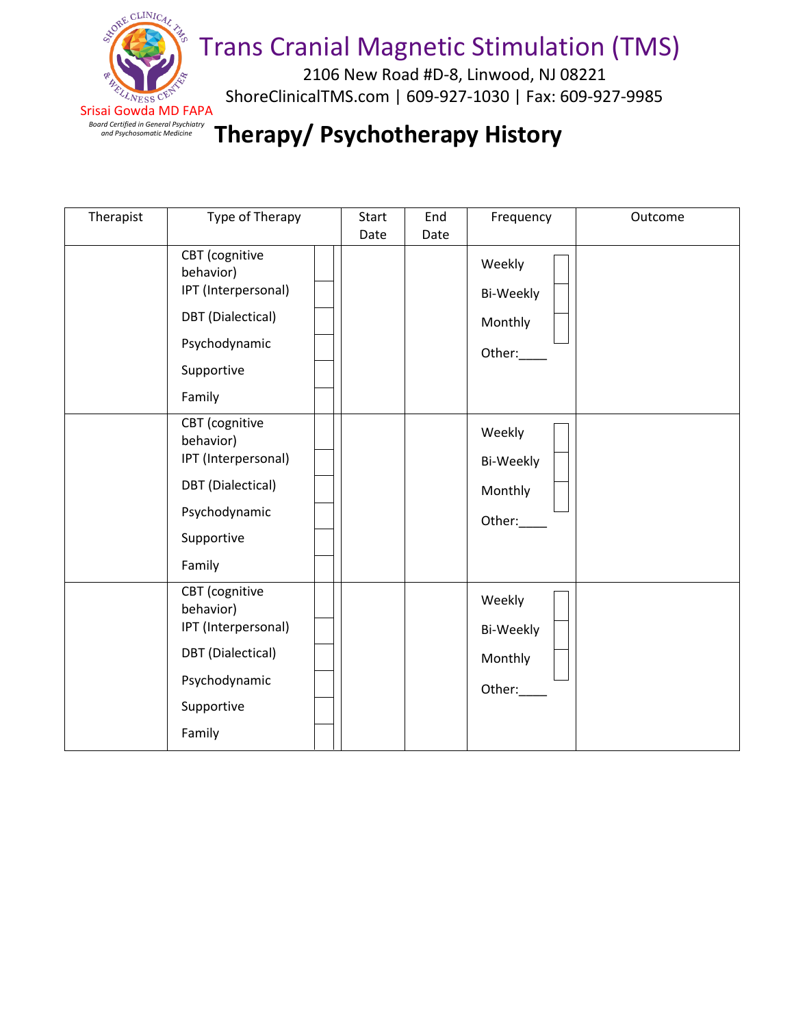# Trans Cranial Magnetic Stimulation (TMS)

2106 New Road #D-8, Linwood, NJ 08221

ShoreClinicalTMS.com | 609-927-1030 | Fax: 609-927-9985

Srisai Gowda MD FAPA

*Board Certified in General Psychiatry and Psychosomatic Medicine*

## Therapy/ Psychotherapy History

| Therapist | Type of Therapy | Start Date | End Date | Frequency | Outcome |
|---|---|---|---|---|---|
| | CBT (cognitive behavior) ☐<br>IPT (Interpersonal) ☐<br>DBT (Dialectical) ☐<br>Psychodynamic ☐<br>Supportive ☐<br>Family ☐ | | | Weekly ☐<br>Bi-Weekly ☐<br>Monthly ☐<br>Other:____ | |
| | CBT (cognitive behavior) ☐<br>IPT (Interpersonal) ☐<br>DBT (Dialectical) ☐<br>Psychodynamic ☐<br>Supportive ☐<br>Family ☐ | | | Weekly ☐<br>Bi-Weekly ☐<br>Monthly ☐<br>Other:____ | |
| | CBT (cognitive behavior) ☐<br>IPT (Interpersonal) ☐<br>DBT (Dialectical) ☐<br>Psychodynamic ☐<br>Supportive ☐<br>Family ☐ | | | Weekly ☐<br>Bi-Weekly ☐<br>Monthly ☐<br>Other:____ | |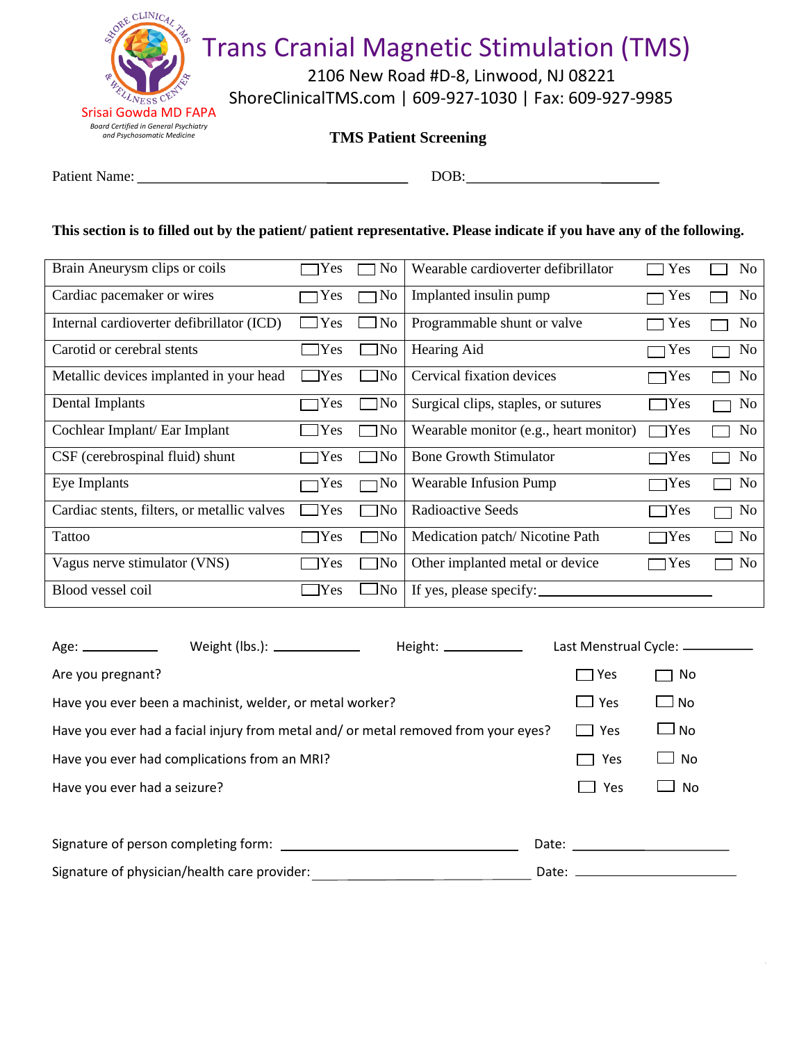Srisai Gowda MD FAPA

*Board Certified in General Psychiatry and Psychosomatic Medicine*

# Trans Cranial Magnetic Stimulation (TMS)

2106 New Road #D-8, Linwood, NJ 08221

ShoreClinicalTMS.com | 609-927-1030 | Fax: 609-927-9985

## TMS Patient Screening

Patient Name: ______________________________ DOB: ____________________

**This section is to filled out by the patient/ patient representative. Please indicate if you have any of the following.**

| | | | | | |
|---|---|---|---|---|---|
| Brain Aneurysm clips or coils | ☐Yes | ☐No | Wearable cardioverter defibrillator | ☐Yes | ☐No |
| Cardiac pacemaker or wires | ☐Yes | ☐No | Implanted insulin pump | ☐Yes | ☐No |
| Internal cardioverter defibrillator (ICD) | ☐Yes | ☐No | Programmable shunt or valve | ☐Yes | ☐No |
| Carotid or cerebral stents | ☐Yes | ☐No | Hearing Aid | ☐Yes | ☐No |
| Metallic devices implanted in your head | ☐Yes | ☐No | Cervical fixation devices | ☐Yes | ☐No |
| Dental Implants | ☐Yes | ☐No | Surgical clips, staples, or sutures | ☐Yes | ☐No |
| Cochlear Implant/ Ear Implant | ☐Yes | ☐No | Wearable monitor (e.g., heart monitor) | ☐Yes | ☐No |
| CSF (cerebrospinal fluid) shunt | ☐Yes | ☐No | Bone Growth Stimulator | ☐Yes | ☐No |
| Eye Implants | ☐Yes | ☐No | Wearable Infusion Pump | ☐Yes | ☐No |
| Cardiac stents, filters, or metallic valves | ☐Yes | ☐No | Radioactive Seeds | ☐Yes | ☐No |
| Tattoo | ☐Yes | ☐No | Medication patch/ Nicotine Path | ☐Yes | ☐No |
| Vagus nerve stimulator (VNS) | ☐Yes | ☐No | Other implanted metal or device | ☐Yes | ☐No |
| Blood vessel coil | ☐Yes | ☐No | If yes, please specify: ____________________ | | |

Age: __________ Weight (lbs.): ____________ Height: __________ Last Menstrual Cycle: __________

| | | |
|---|---|---|
| Are you pregnant? | ☐ Yes | ☐ No |
| Have you ever been a machinist, welder, or metal worker? | ☐ Yes | ☐ No |
| Have you ever had a facial injury from metal and/ or metal removed from your eyes? | ☐ Yes | ☐ No |
| Have you ever had complications from an MRI? | ☐ Yes | ☐ No |
| Have you ever had a seizure? | ☐ Yes | ☐ No |

Signature of person completing form: ______________________________ Date: ____________________

Signature of physician/health care provider: ______________________________ Date: ____________________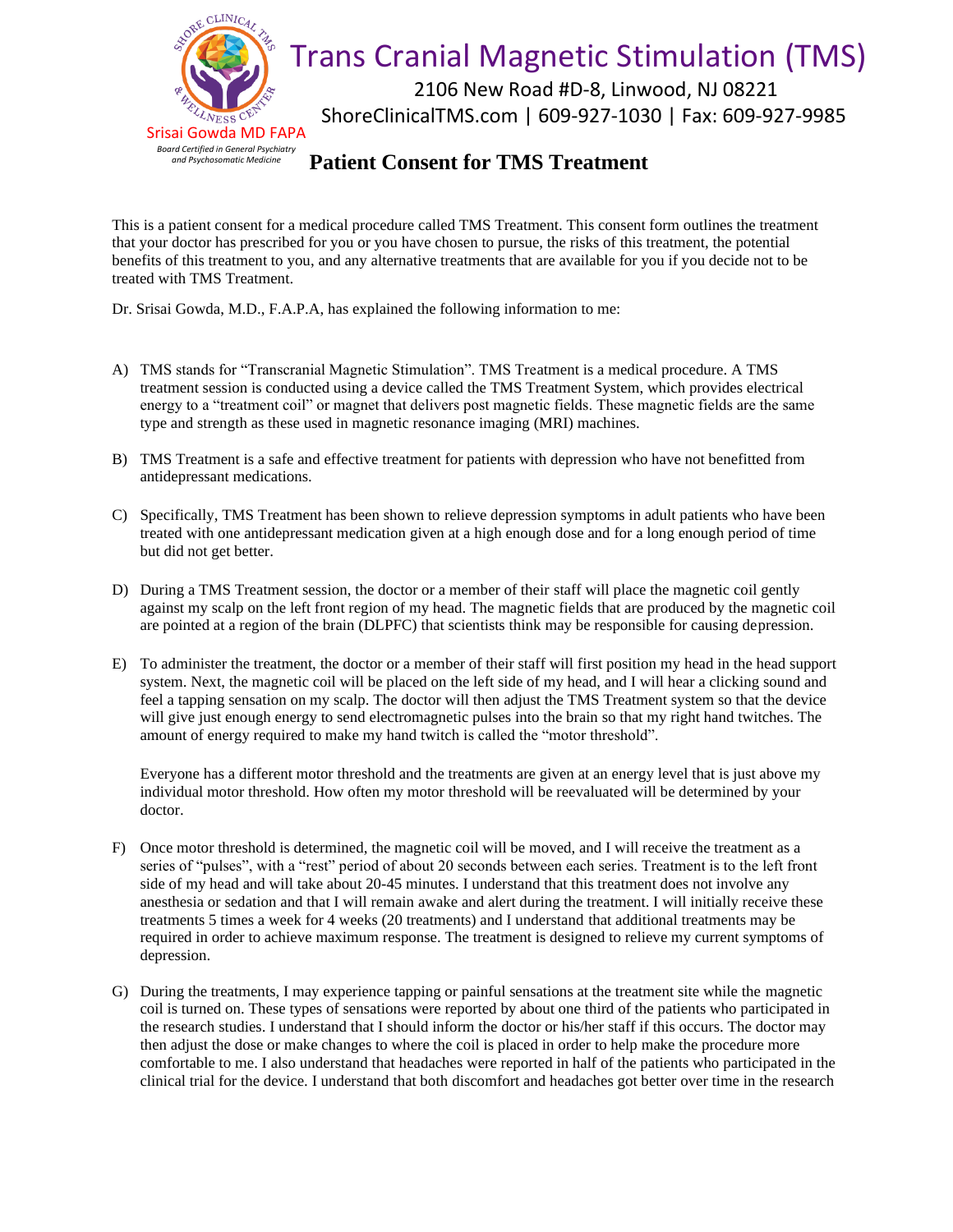# Trans Cranial Magnetic Stimulation (TMS)

2106 New Road #D-8, Linwood, NJ 08221

ShoreClinicalTMS.com | 609-927-1030 | Fax: 609-927-9985

Srisai Gowda MD FAPA

*Board Certified in General Psychiatry and Psychosomatic Medicine*

## Patient Consent for TMS Treatment

This is a patient consent for a medical procedure called TMS Treatment. This consent form outlines the treatment that your doctor has prescribed for you or you have chosen to pursue, the risks of this treatment, the potential benefits of this treatment to you, and any alternative treatments that are available for you if you decide not to be treated with TMS Treatment.

Dr. Srisai Gowda, M.D., F.A.P.A, has explained the following information to me:

A) TMS stands for "Transcranial Magnetic Stimulation". TMS Treatment is a medical procedure. A TMS treatment session is conducted using a device called the TMS Treatment System, which provides electrical energy to a "treatment coil" or magnet that delivers post magnetic fields. These magnetic fields are the same type and strength as these used in magnetic resonance imaging (MRI) machines.

B) TMS Treatment is a safe and effective treatment for patients with depression who have not benefitted from antidepressant medications.

C) Specifically, TMS Treatment has been shown to relieve depression symptoms in adult patients who have been treated with one antidepressant medication given at a high enough dose and for a long enough period of time but did not get better.

D) During a TMS Treatment session, the doctor or a member of their staff will place the magnetic coil gently against my scalp on the left front region of my head. The magnetic fields that are produced by the magnetic coil are pointed at a region of the brain (DLPFC) that scientists think may be responsible for causing depression.

E) To administer the treatment, the doctor or a member of their staff will first position my head in the head support system. Next, the magnetic coil will be placed on the left side of my head, and I will hear a clicking sound and feel a tapping sensation on my scalp. The doctor will then adjust the TMS Treatment system so that the device will give just enough energy to send electromagnetic pulses into the brain so that my right hand twitches. The amount of energy required to make my hand twitch is called the "motor threshold".

   Everyone has a different motor threshold and the treatments are given at an energy level that is just above my individual motor threshold. How often my motor threshold will be reevaluated will be determined by your doctor.

F) Once motor threshold is determined, the magnetic coil will be moved, and I will receive the treatment as a series of "pulses", with a "rest" period of about 20 seconds between each series. Treatment is to the left front side of my head and will take about 20-45 minutes. I understand that this treatment does not involve any anesthesia or sedation and that I will remain awake and alert during the treatment. I will initially receive these treatments 5 times a week for 4 weeks (20 treatments) and I understand that additional treatments may be required in order to achieve maximum response. The treatment is designed to relieve my current symptoms of depression.

G) During the treatments, I may experience tapping or painful sensations at the treatment site while the magnetic coil is turned on. These types of sensations were reported by about one third of the patients who participated in the research studies. I understand that I should inform the doctor or his/her staff if this occurs. The doctor may then adjust the dose or make changes to where the coil is placed in order to help make the procedure more comfortable to me. I also understand that headaches were reported in half of the patients who participated in the clinical trial for the device. I understand that both discomfort and headaches got better over time in the research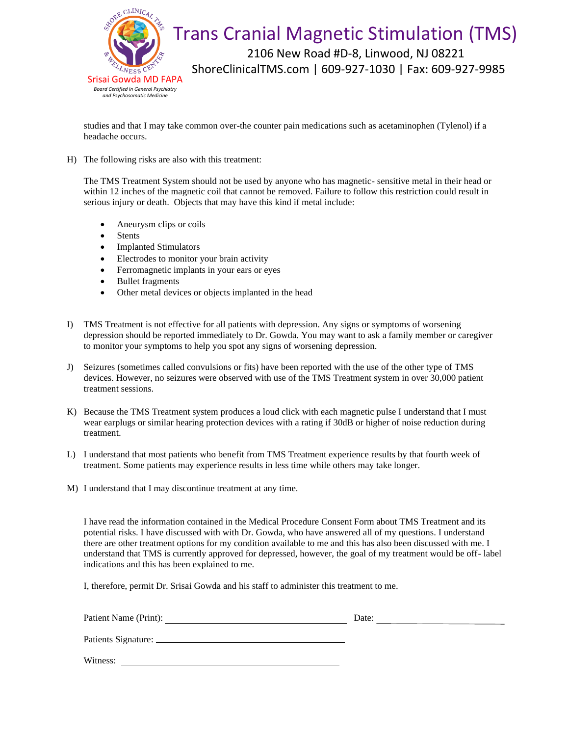studies and that I may take common over-the counter pain medications such as acetaminophen (Tylenol) if a headache occurs.

H) The following risks are also with this treatment:

The TMS Treatment System should not be used by anyone who has magnetic- sensitive metal in their head or within 12 inches of the magnetic coil that cannot be removed. Failure to follow this restriction could result in serious injury or death. Objects that may have this kind if metal include:

- Aneurysm clips or coils
- Stents
- Implanted Stimulators
- Electrodes to monitor your brain activity
- Ferromagnetic implants in your ears or eyes
- Bullet fragments
- Other metal devices or objects implanted in the head

I) TMS Treatment is not effective for all patients with depression. Any signs or symptoms of worsening depression should be reported immediately to Dr. Gowda. You may want to ask a family member or caregiver to monitor your symptoms to help you spot any signs of worsening depression.

J) Seizures (sometimes called convulsions or fits) have been reported with the use of the other type of TMS devices. However, no seizures were observed with use of the TMS Treatment system in over 30,000 patient treatment sessions.

K) Because the TMS Treatment system produces a loud click with each magnetic pulse I understand that I must wear earplugs or similar hearing protection devices with a rating if 30dB or higher of noise reduction during treatment.

L) I understand that most patients who benefit from TMS Treatment experience results by that fourth week of treatment. Some patients may experience results in less time while others may take longer.

M) I understand that I may discontinue treatment at any time.

I have read the information contained in the Medical Procedure Consent Form about TMS Treatment and its potential risks. I have discussed with with Dr. Gowda, who have answered all of my questions. I understand there are other treatment options for my condition available to me and this has also been discussed with me. I understand that TMS is currently approved for depressed, however, the goal of my treatment would be off- label indications and this has been explained to me.

I, therefore, permit Dr. Srisai Gowda and his staff to administer this treatment to me.

Patient Name (Print): ______________________________ Date: ____________________

Patients Signature: ______________________________

Witness: ______________________________